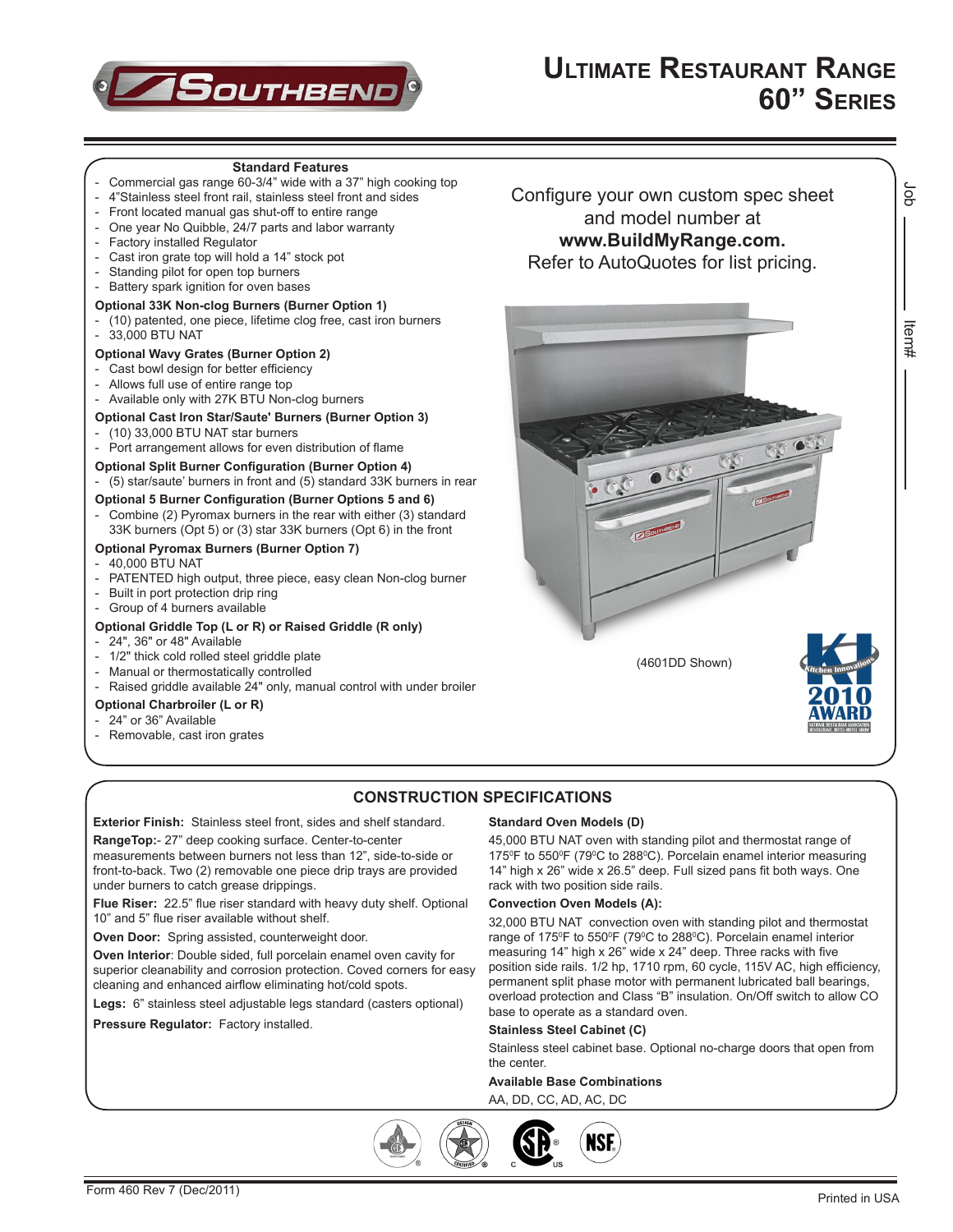# Ultimate Restaurant Range 60" Series

## Standard Features

- Commercial gas range 60-3/4" wide with a 37" high cooking top
- 4"Stainless steel front rail, stainless steel front and sides
- Front located manual gas shut-off to entire range
- One year No Quibble, 24/7 parts and labor warranty
- Factory installed Regulator
- Cast iron grate top will hold a 14" stock pot
- Standing pilot for open top burners
- Battery spark ignition for oven bases

**Optional 33K Non-clog Burners (Burner Option 1)**

- (10) patented, one piece, lifetime clog free, cast iron burners
- 33,000 BTU NAT

**Optional Wavy Grates (Burner Option 2)**

- Cast bowl design for better efficiency
- Allows full use of entire range top
- Available only with 27K BTU Non-clog burners

**Optional Cast Iron Star/Saute' Burners (Burner Option 3)**

- (10) 33,000 BTU NAT star burners
- Port arrangement allows for even distribution of flame

**Optional Split Burner Configuration (Burner Option 4)**

- (5) star/saute' burners in front and (5) standard 33K burners in rear

**Optional 5 Burner Configuration (Burner Options 5 and 6)**

- Combine (2) Pyromax burners in the rear with either (3) standard 33K burners (Opt 5) or (3) star 33K burners (Opt 6) in the front

**Optional Pyromax Burners (Burner Option 7)**

- 40,000 BTU NAT
- PATENTED high output, three piece, easy clean Non-clog burner
- Built in port protection drip ring
- Group of 4 burners available

**Optional Griddle Top (L or R) or Raised Griddle (R only)**

- 24", 36" or 48" Available
- 1/2" thick cold rolled steel griddle plate
- Manual or thermostatically controlled
- Raised griddle available 24" only, manual control with under broiler

**Optional Charbroiler (L or R)**

- 24" or 36" Available
- Removable, cast iron grates

Configure your own custom spec sheet and model number at **www.BuildMyRange.com.** Refer to AutoQuotes for list pricing.

(4601DD Shown)

Job ______

Item# ______

## CONSTRUCTION SPECIFICATIONS

**Exterior Finish:** Stainless steel front, sides and shelf standard.

**RangeTop:**- 27" deep cooking surface. Center-to-center measurements between burners not less than 12", side-to-side or front-to-back. Two (2) removable one piece drip trays are provided under burners to catch grease drippings.

**Flue Riser:** 22.5" flue riser standard with heavy duty shelf. Optional 10" and 5" flue riser available without shelf.

**Oven Door:** Spring assisted, counterweight door.

**Oven Interior**: Double sided, full porcelain enamel oven cavity for superior cleanability and corrosion protection. Coved corners for easy cleaning and enhanced airflow eliminating hot/cold spots.

**Legs:** 6" stainless steel adjustable legs standard (casters optional)

**Pressure Regulator:** Factory installed.

**Standard Oven Models (D)**

45,000 BTU NAT oven with standing pilot and thermostat range of 175°F to 550°F (79°C to 288°C). Porcelain enamel interior measuring 14" high x 26" wide x 26.5" deep. Full sized pans fit both ways. One rack with two position side rails.

**Convection Oven Models (A):**

32,000 BTU NAT convection oven with standing pilot and thermostat range of 175°F to 550°F (79°C to 288°C). Porcelain enamel interior measuring 14" high x 26" wide x 24" deep. Three racks with five position side rails. 1/2 hp, 1710 rpm, 60 cycle, 115V AC, high efficiency, permanent split phase motor with permanent lubricated ball bearings, overload protection and Class "B" insulation. On/Off switch to allow CO base to operate as a standard oven.

**Stainless Steel Cabinet (C)**

Stainless steel cabinet base. Optional no-charge doors that open from the center.

**Available Base Combinations**

AA, DD, CC, AD, AC, DC

Form 460 Rev 7 (Dec/2011)

Printed in USA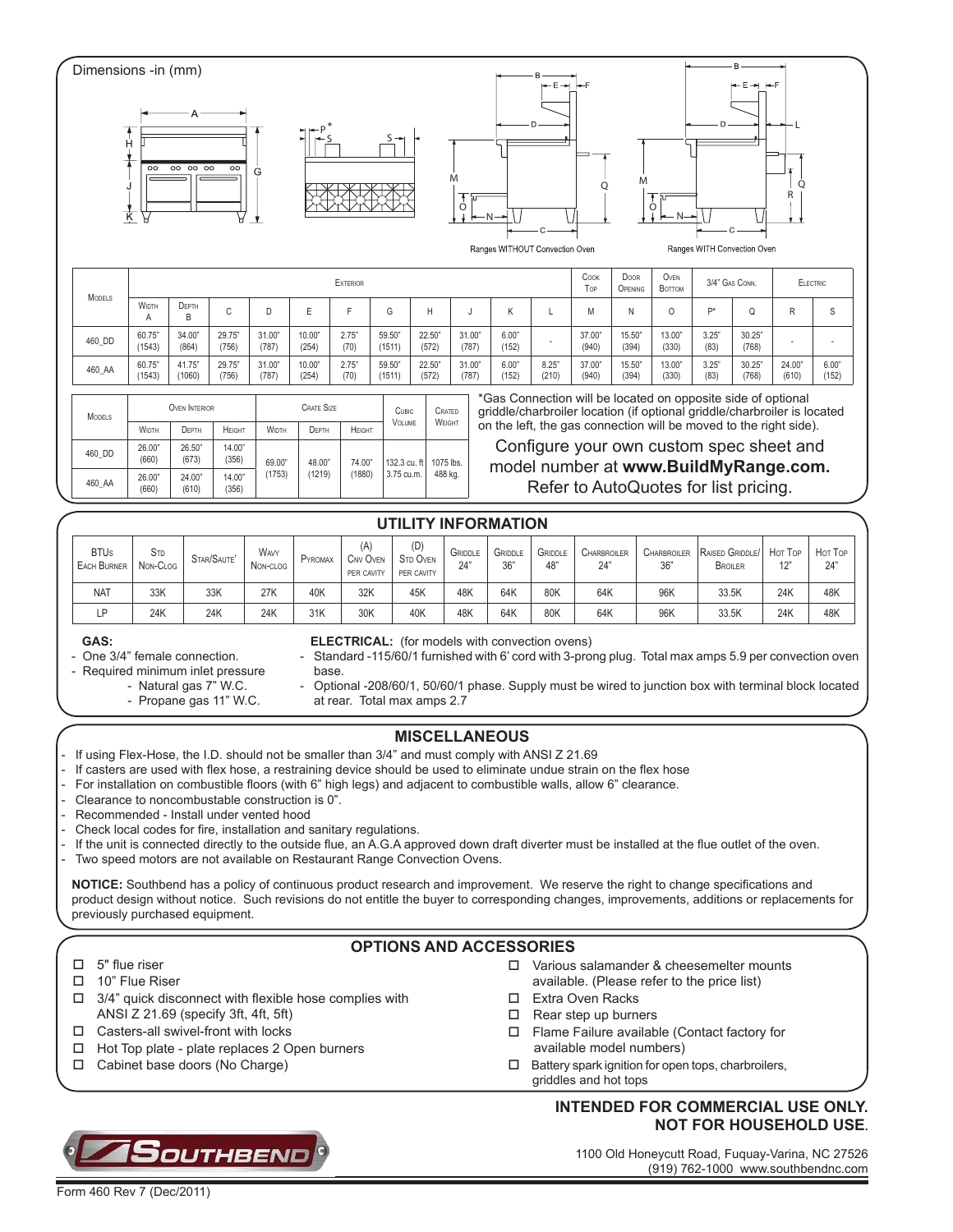Dimensions -in (mm)

Ranges WITHOUT Convection Oven

Ranges WITH Convection Oven

| Models | Exterior | | | | | | | | | | Cook Top | Door Opening | Oven Bottom | 3/4" Gas Conn. | | Electric | |
|---|---|---|---|---|---|---|---|---|---|---|---|---|---|---|---|---|---|
| | Width A | Depth B | C | D | E | F | G | H | J | K | L | M | N | O | P* | Q | R | S |
| 460_DD | 60.75" (1543) | 34.00" (864) | 29.75" (756) | 31.00" (787) | 10.00" (254) | 2.75" (70) | 59.50" (1511) | 22.50" (572) | 31.00" (787) | 6.00" (152) | - | 37.00" (940) | 15.50" (394) | 13.00" (330) | 3.25" (83) | 30.25" (768) | - | - |
| 460_AA | 60.75" (1543) | 41.75" (1060) | 29.75" (756) | 31.00" (787) | 10.00" (254) | 2.75" (70) | 59.50" (1511) | 22.50" (572) | 31.00" (787) | 6.00" (152) | 8.25" (210) | 37.00" (940) | 15.50" (394) | 13.00" (330) | 3.25" (83) | 30.25" (768) | 24.00" (610) | 6.00" (152) |

| Models | Oven Interior | | | Crate Size | | | Cubic Volume | Crated Weight |
|---|---|---|---|---|---|---|---|---|
| | Width | Depth | Height | Width | Depth | Height | | |
| 460_DD | 26.00" (660) | 26.50" (673) | 14.00" (356) | 69.00" (1753) | 48.00" (1219) | 74.00" (1880) | 132.3 cu. ft 3.75 cu.m. | 1075 lbs. 488 kg. |
| 460_AA | 26.00" (660) | 24.00" (610) | 14.00" (356) | | | | | |

*Gas Connection will be located on opposite side of optional griddle/charbroiler location (if optional griddle/charbroiler is located on the left, the gas connection will be moved to the right side).

Configure your own custom spec sheet and model number at **www.BuildMyRange.com.** Refer to AutoQuotes for list pricing.

## UTILITY INFORMATION

| BTUs Each Burner | Std Non-Clog | Star/Saute' | Wavy Non-clog | Pyromax | (A) Cnv Oven per cavity | (D) Std Oven per cavity | Griddle 24" | Griddle 36" | Griddle 48" | Charbroiler 24" | Charbroiler 36" | Raised Griddle/ Broiler | Hot Top 12" | Hot Top 24" |
|---|---|---|---|---|---|---|---|---|---|---|---|---|---|---|
| NAT | 33K | 33K | 27K | 40K | 32K | 45K | 48K | 64K | 80K | 64K | 96K | 33.5K | 24K | 48K |
| LP | 24K | 24K | 24K | 31K | 30K | 40K | 48K | 64K | 80K | 64K | 96K | 33.5K | 24K | 48K |

**GAS:**

- One 3/4" female connection.
- Required minimum inlet pressure
  - Natural gas 7" W.C.
  - Propane gas 11" W.C.

**ELECTRICAL:** (for models with convection ovens)

- Standard -115/60/1 furnished with 6' cord with 3-prong plug. Total max amps 5.9 per convection oven base.
- Optional -208/60/1, 50/60/1 phase. Supply must be wired to junction box with terminal block located at rear. Total max amps 2.7

## MISCELLANEOUS

- If using Flex-Hose, the I.D. should not be smaller than 3/4" and must comply with ANSI Z 21.69
- If casters are used with flex hose, a restraining device should be used to eliminate undue strain on the flex hose
- For installation on combustible floors (with 6" high legs) and adjacent to combustible walls, allow 6" clearance.
- Clearance to noncombustable construction is 0".
- Recommended - Install under vented hood
- Check local codes for fire, installation and sanitary regulations.
- If the unit is connected directly to the outside flue, an A.G.A approved down draft diverter must be installed at the flue outlet of the oven.
- Two speed motors are not available on Restaurant Range Convection Ovens.

**NOTICE:** Southbend has a policy of continuous product research and improvement. We reserve the right to change specifications and product design without notice. Such revisions do not entitle the buyer to corresponding changes, improvements, additions or replacements for previously purchased equipment.

## OPTIONS AND ACCESSORIES

- ☐ 5" flue riser
- ☐ 10" Flue Riser
- ☐ 3/4" quick disconnect with flexible hose complies with ANSI Z 21.69 (specify 3ft, 4ft, 5ft)
- ☐ Casters-all swivel-front with locks
- ☐ Hot Top plate - plate replaces 2 Open burners
- ☐ Cabinet base doors (No Charge)
- ☐ Various salamander & cheesemelter mounts available. (Please refer to the price list)
- ☐ Extra Oven Racks
- ☐ Rear step up burners
- ☐ Flame Failure available (Contact factory for available model numbers)
- ☐ Battery spark ignition for open tops, charbroilers, griddles and hot tops

**INTENDED FOR COMMERCIAL USE ONLY.**
**NOT FOR HOUSEHOLD USE.**

SOUTHBEND

1100 Old Honeycutt Road, Fuquay-Varina, NC 27526
(919) 762-1000 www.southbendnc.com

Form 460 Rev 7 (Dec/2011)